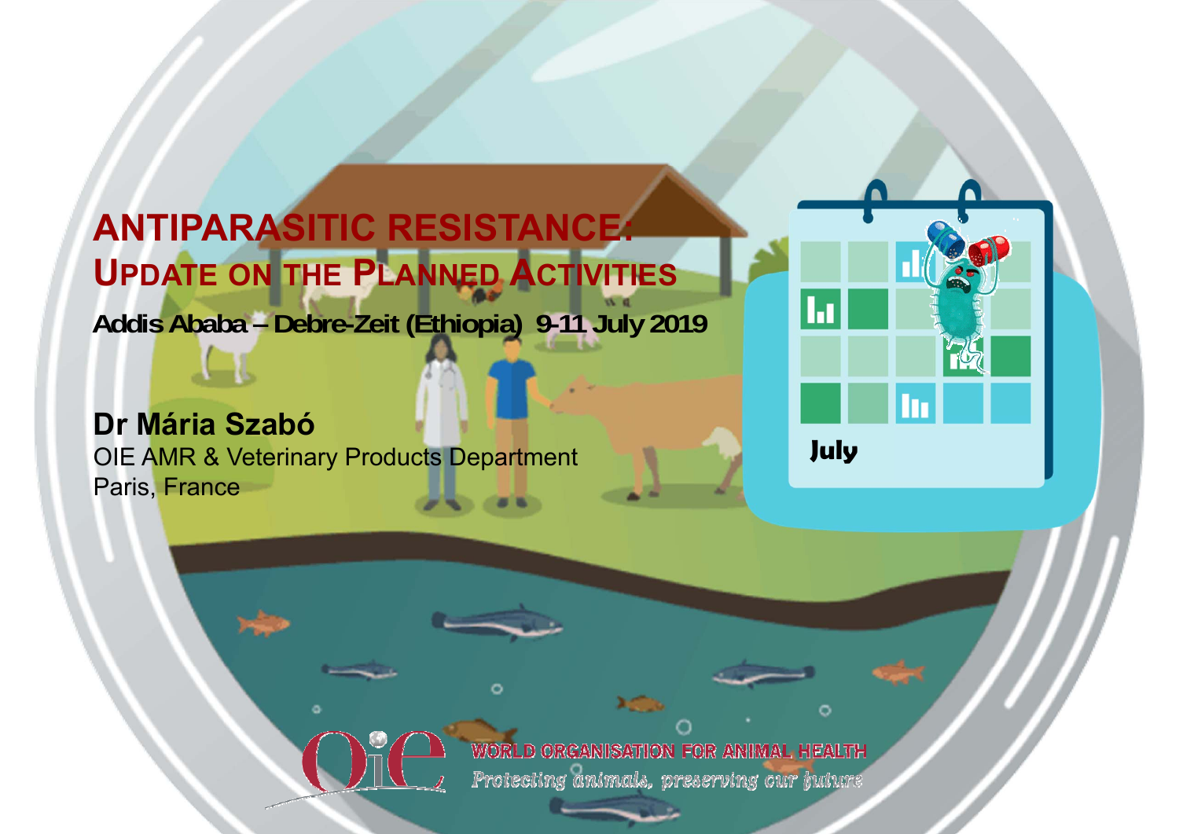# ANTIPARASITIC RESISTANCE:
## UPDATE ON THE PLANNED ACTIVITIES

**Addis Ababa – Debre-Zeit (Ethiopia) 9-11 July 2019**

**Dr Mária Szabó**

OIE AMR & Veterinary Products Department
Paris, France

July

WORLD ORGANISATION FOR ANIMAL HEALTH
*Protecting animals, preserving our future*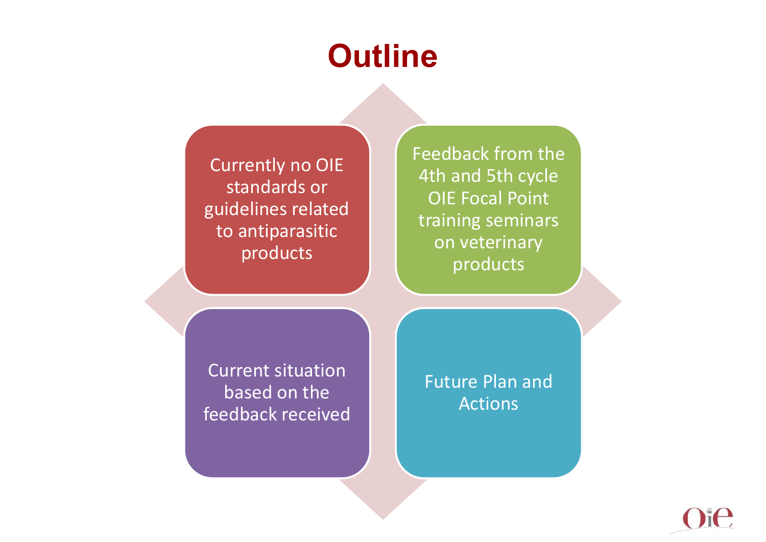# Outline

- Currently no OIE standards or guidelines related to antiparasitic products
- Feedback from the 4th and 5th cycle OIE Focal Point training seminars on veterinary products
- Current situation based on the feedback received
- Future Plan and Actions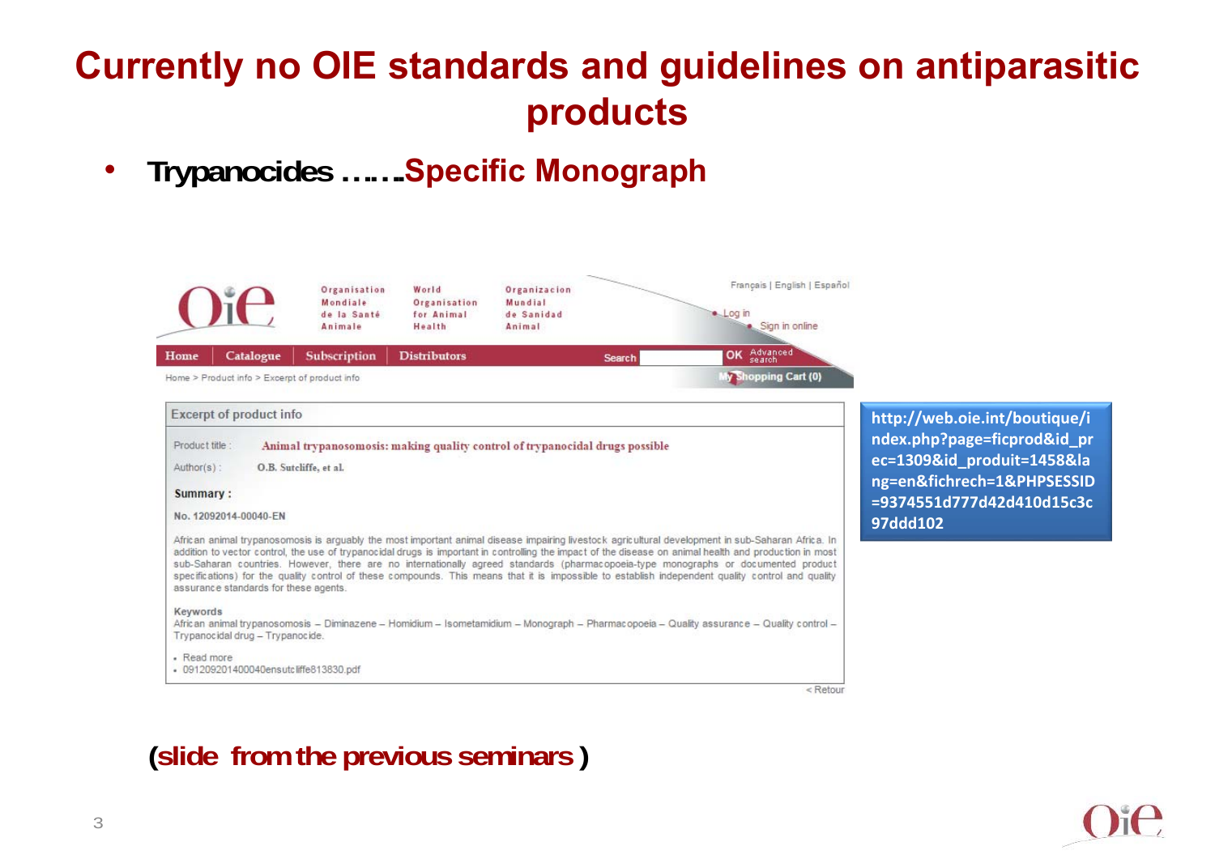# Currently no OIE standards and guidelines on antiparasitic products

- **Trypanocides …….Specific Monograph**

Organisation Mondiale de la Santé Animale | World Organisation for Animal Health | Organizacion Mundial de Sanidad Animal

Français | English | Español

Log in

Sign in online

Home | Catalogue | Subscription | Distributors

Search OK Advanced search

My Shopping Cart (0)

Home > Product info > Excerpt of product info

**Excerpt of product info**

Product title : Animal trypanosomosis: making quality control of trypanocidal drugs possible

Author(s) : O.B. Sutcliffe, et al.

**Summary :**

No. 12092014-00040-EN

African animal trypanosomosis is arguably the most important animal disease impairing livestock agricultural development in sub-Saharan Africa. In addition to vector control, the use of trypanocidal drugs is important in controlling the impact of the disease on animal health and production in most sub-Saharan countries. However, there are no internationally agreed standards (pharmacopoeia-type monographs or documented product specifications) for the quality control of these compounds. This means that it is impossible to establish independent quality control and quality assurance standards for these agents.

Keywords

African animal trypanosomosis – Diminazene – Homidium – Isometamidium – Monograph – Pharmacopoeia – Quality assurance – Quality control – Trypanocidal drug – Trypanocide.

- Read more
- 091209201400040ensutcliffe813830.pdf

< Retour

http://web.oie.int/boutique/index.php?page=ficprod&id_prec=1309&id_produit=1458&lang=en&fichrech=1&PHPSESSID=9374551d777d42d410d15c3c97ddd102

**(slide from the previous seminars )**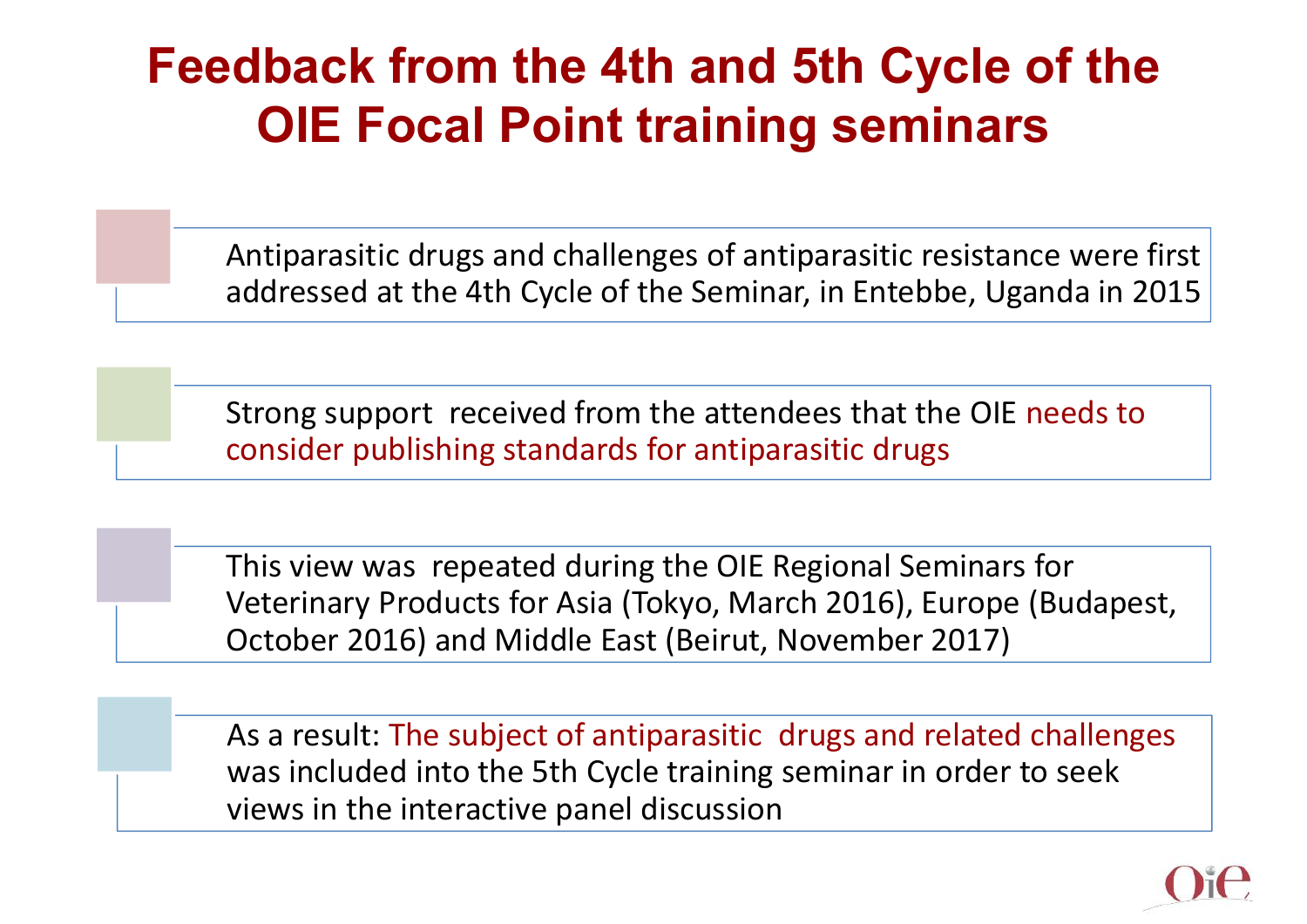# Feedback from the 4th and 5th Cycle of the OIE Focal Point training seminars

- Antiparasitic drugs and challenges of antiparasitic resistance were first addressed at the 4th Cycle of the Seminar, in Entebbe, Uganda in 2015

- Strong support received from the attendees that the OIE needs to consider publishing standards for antiparasitic drugs

- This view was repeated during the OIE Regional Seminars for Veterinary Products for Asia (Tokyo, March 2016), Europe (Budapest, October 2016) and Middle East (Beirut, November 2017)

- As a result: The subject of antiparasitic drugs and related challenges was included into the 5th Cycle training seminar in order to seek views in the interactive panel discussion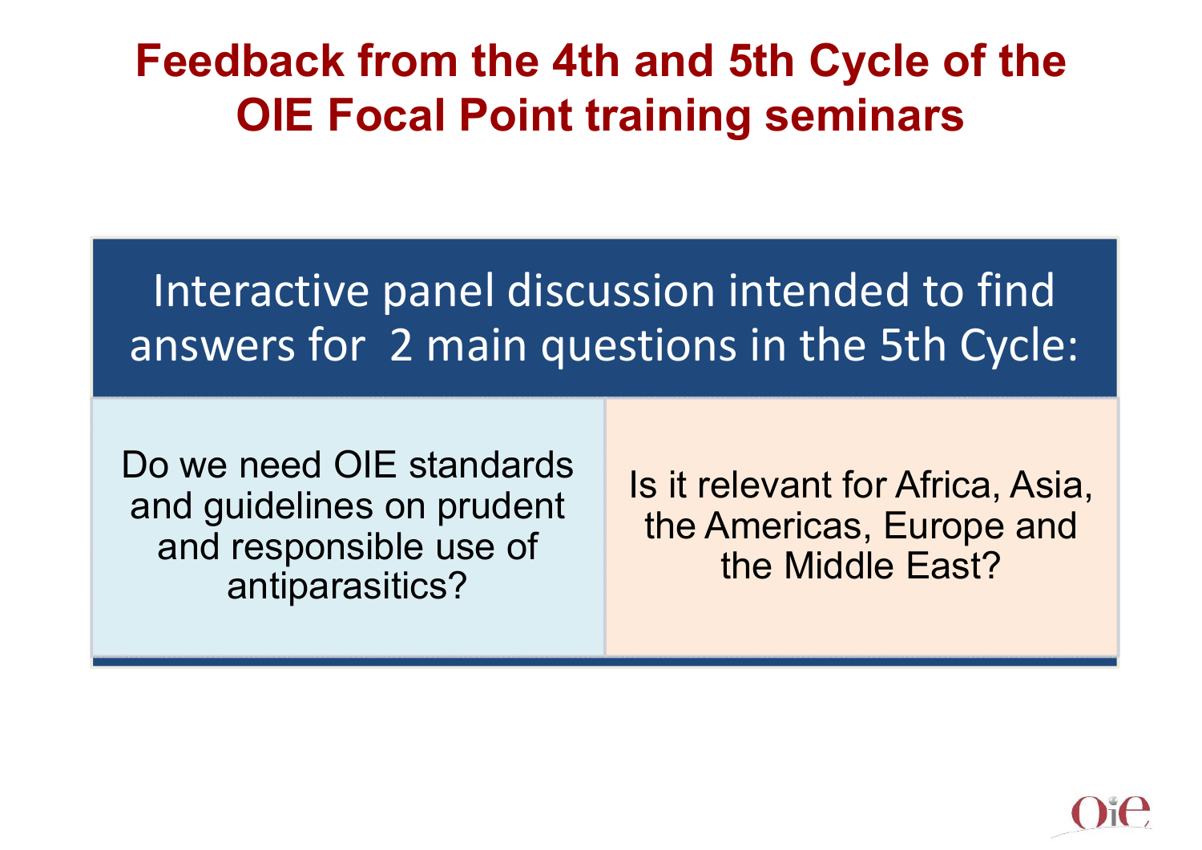# Feedback from the 4th and 5th Cycle of the OIE Focal Point training seminars

Interactive panel discussion intended to find answers for 2 main questions in the 5th Cycle:

| Do we need OIE standards and guidelines on prudent and responsible use of antiparasitics? | Is it relevant for Africa, Asia, the Americas, Europe and the Middle East? |
| --- | --- |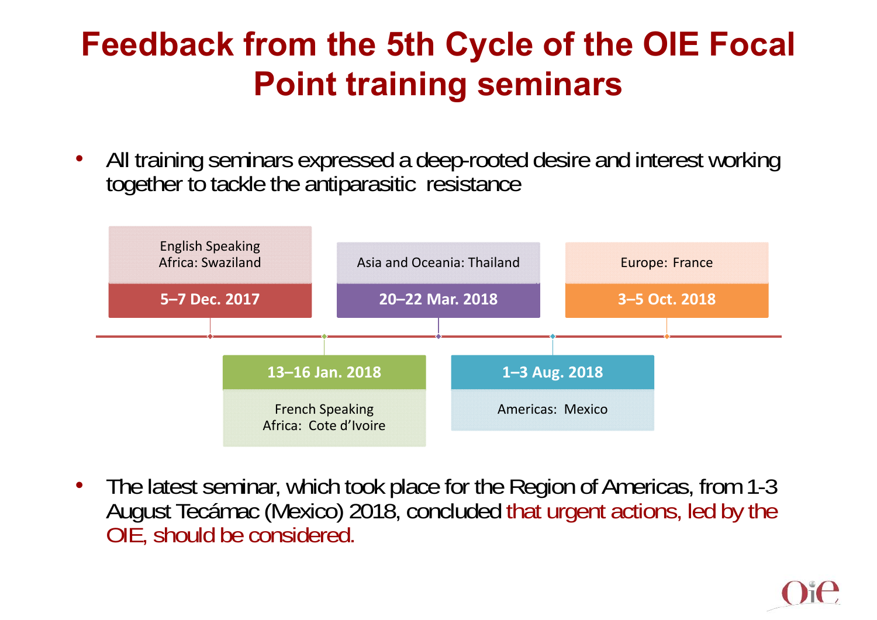# Feedback from the 5th Cycle of the OIE Focal Point training seminars

- All training seminars expressed a deep-rooted desire and interest working together to tackle the antiparasitic resistance

| Date | Region |
| --- | --- |
| 5–7 Dec. 2017 | English Speaking Africa: Swaziland |
| 13–16 Jan. 2018 | French Speaking Africa: Cote d'Ivoire |
| 20–22 Mar. 2018 | Asia and Oceania: Thailand |
| 1–3 Aug. 2018 | Americas: Mexico |
| 3–5 Oct. 2018 | Europe: France |

- The latest seminar, which took place for the Region of Americas, from 1-3 August Tecámac (Mexico) 2018, concluded that urgent actions, led by the OIE, should be considered.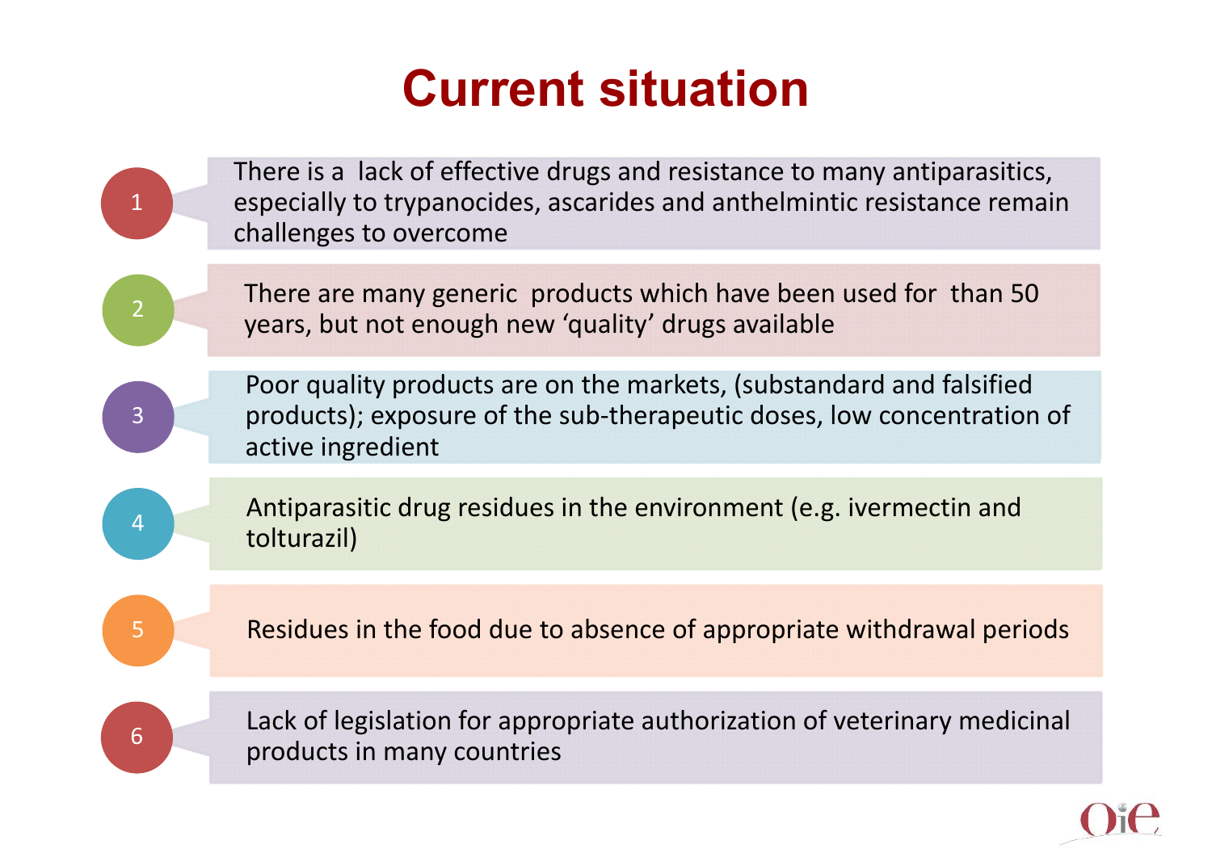# Current situation

1. There is a lack of effective drugs and resistance to many antiparasitics, especially to trypanocides, ascarides and anthelmintic resistance remain challenges to overcome
2. There are many generic products which have been used for than 50 years, but not enough new 'quality' drugs available
3. Poor quality products are on the markets, (substandard and falsified products); exposure of the sub-therapeutic doses, low concentration of active ingredient
4. Antiparasitic drug residues in the environment (e.g. ivermectin and tolturazil)
5. Residues in the food due to absence of appropriate withdrawal periods
6. Lack of legislation for appropriate authorization of veterinary medicinal products in many countries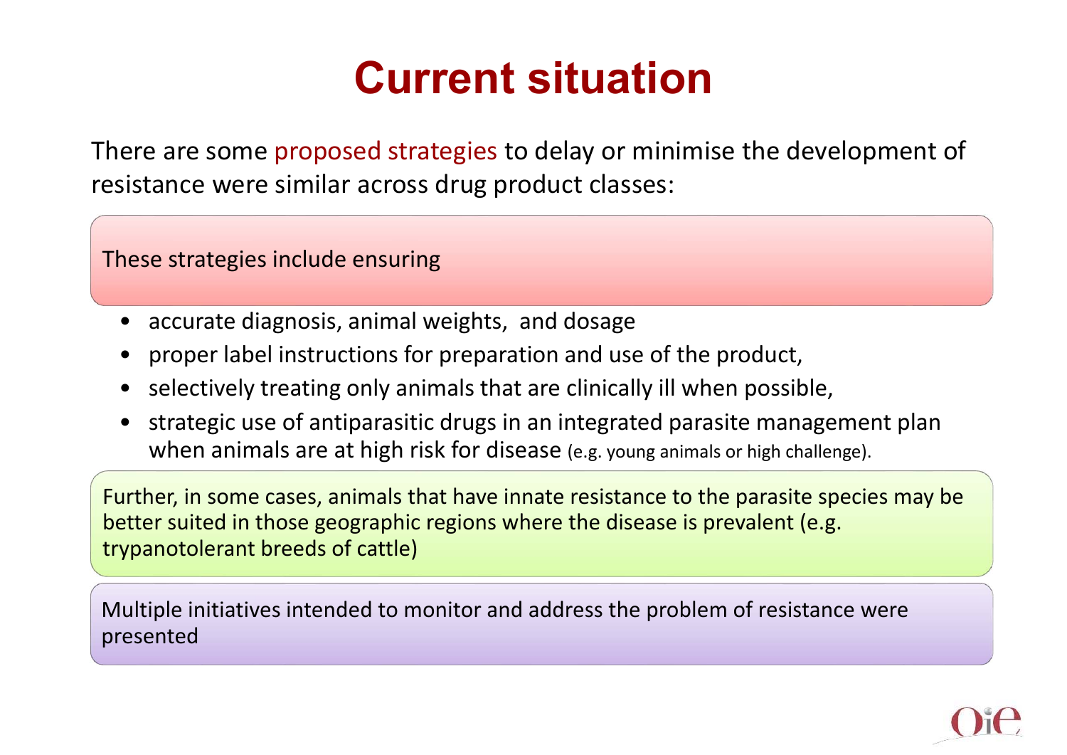# Current situation

There are some proposed strategies to delay or minimise the development of resistance were similar across drug product classes:

These strategies include ensuring

- accurate diagnosis, animal weights, and dosage
- proper label instructions for preparation and use of the product,
- selectively treating only animals that are clinically ill when possible,
- strategic use of antiparasitic drugs in an integrated parasite management plan when animals are at high risk for disease (e.g. young animals or high challenge).

Further, in some cases, animals that have innate resistance to the parasite species may be better suited in those geographic regions where the disease is prevalent (e.g. trypanotolerant breeds of cattle)

Multiple initiatives intended to monitor and address the problem of resistance were presented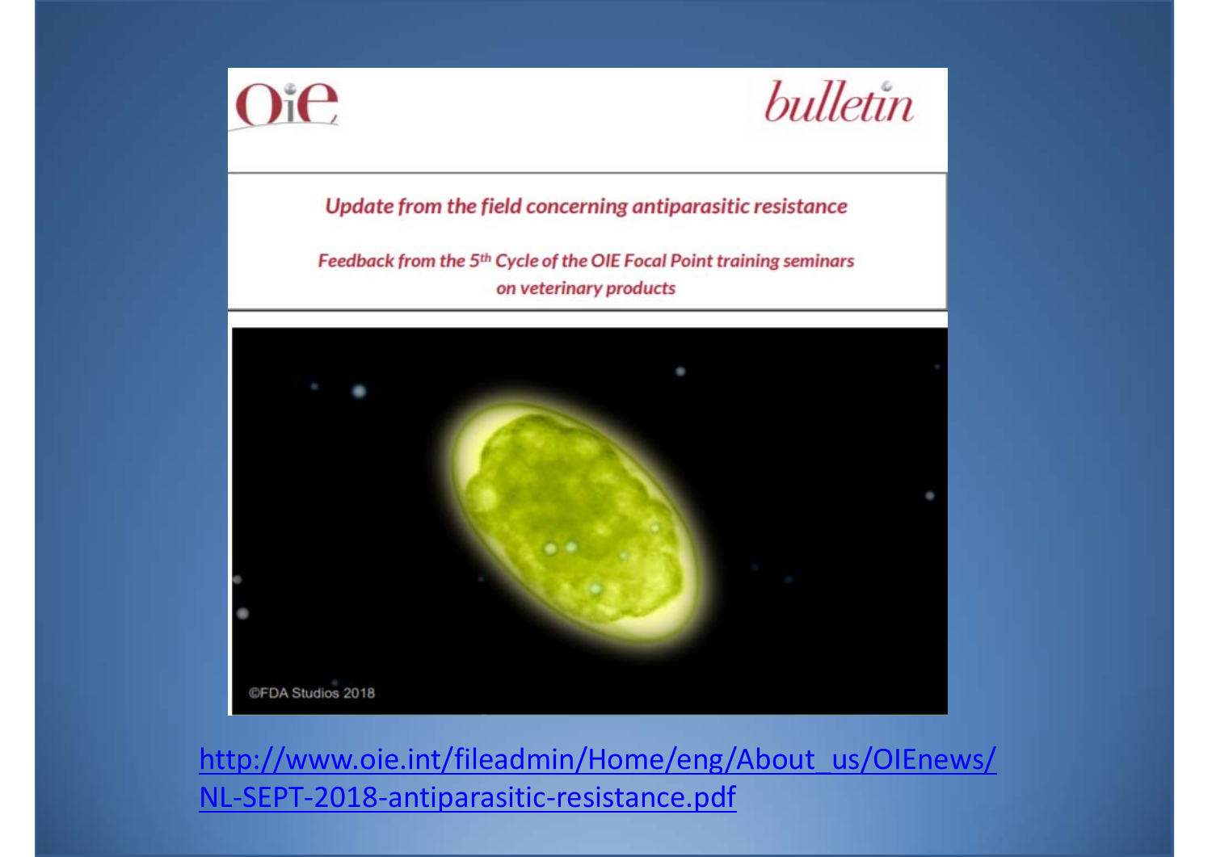OIE bulletin

*Update from the field concerning antiparasitic resistance*

*Feedback from the 5th Cycle of the OIE Focal Point training seminars on veterinary products*

©FDA Studios 2018

http://www.oie.int/fileadmin/Home/eng/About_us/OIEnews/NL-SEPT-2018-antiparasitic-resistance.pdf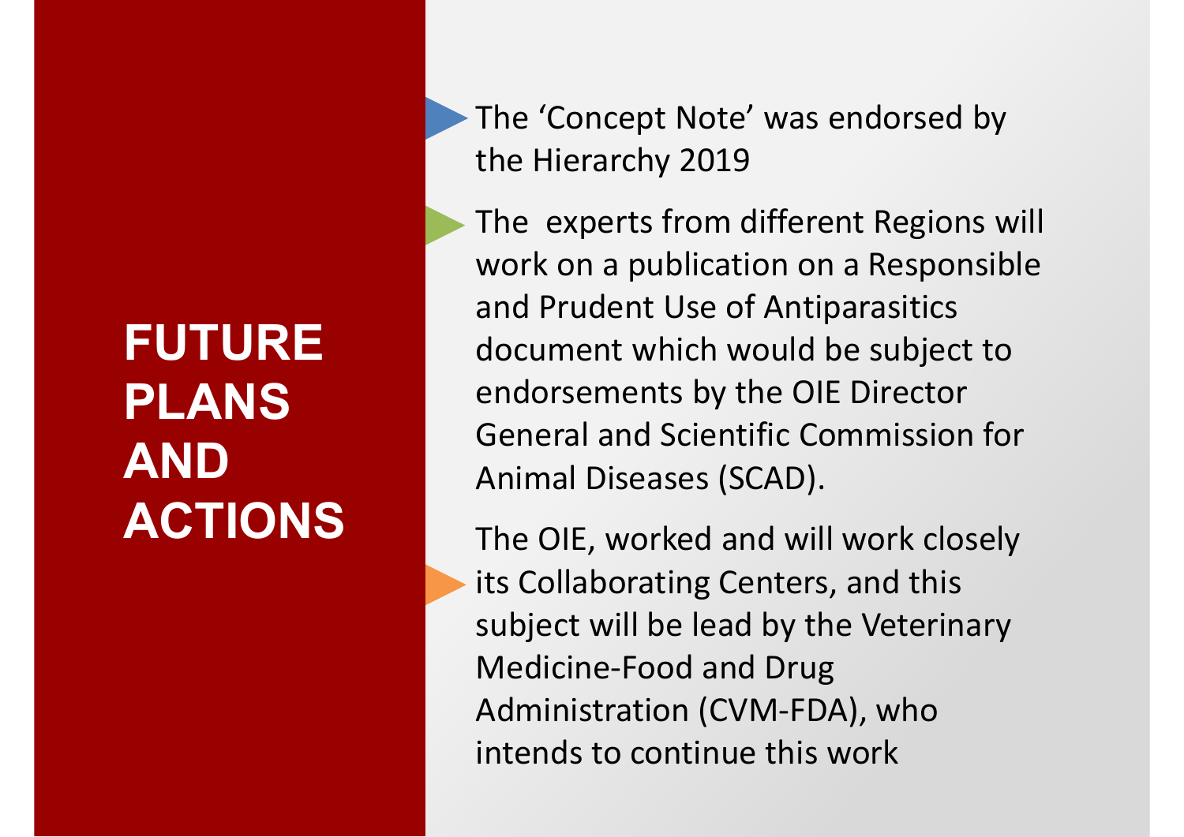# FUTURE PLANS AND ACTIONS

- The 'Concept Note' was endorsed by the Hierarchy 2019
- The experts from different Regions will work on a publication on a Responsible and Prudent Use of Antiparasitics document which would be subject to endorsements by the OIE Director General and Scientific Commission for Animal Diseases (SCAD).
- The OIE, worked and will work closely its Collaborating Centers, and this subject will be lead by the Veterinary Medicine-Food and Drug Administration (CVM-FDA), who intends to continue this work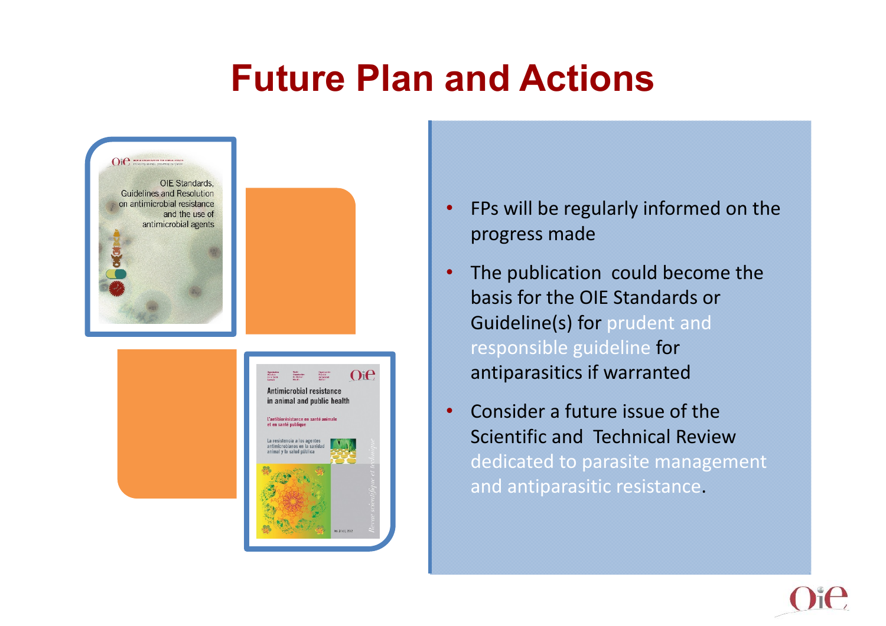# Future Plan and Actions

- FPs will be regularly informed on the progress made
- The publication could become the basis for the OIE Standards or Guideline(s) for prudent and responsible guideline for antiparasitics if warranted
- Consider a future issue of the Scientific and Technical Review dedicated to parasite management and antiparasitic resistance.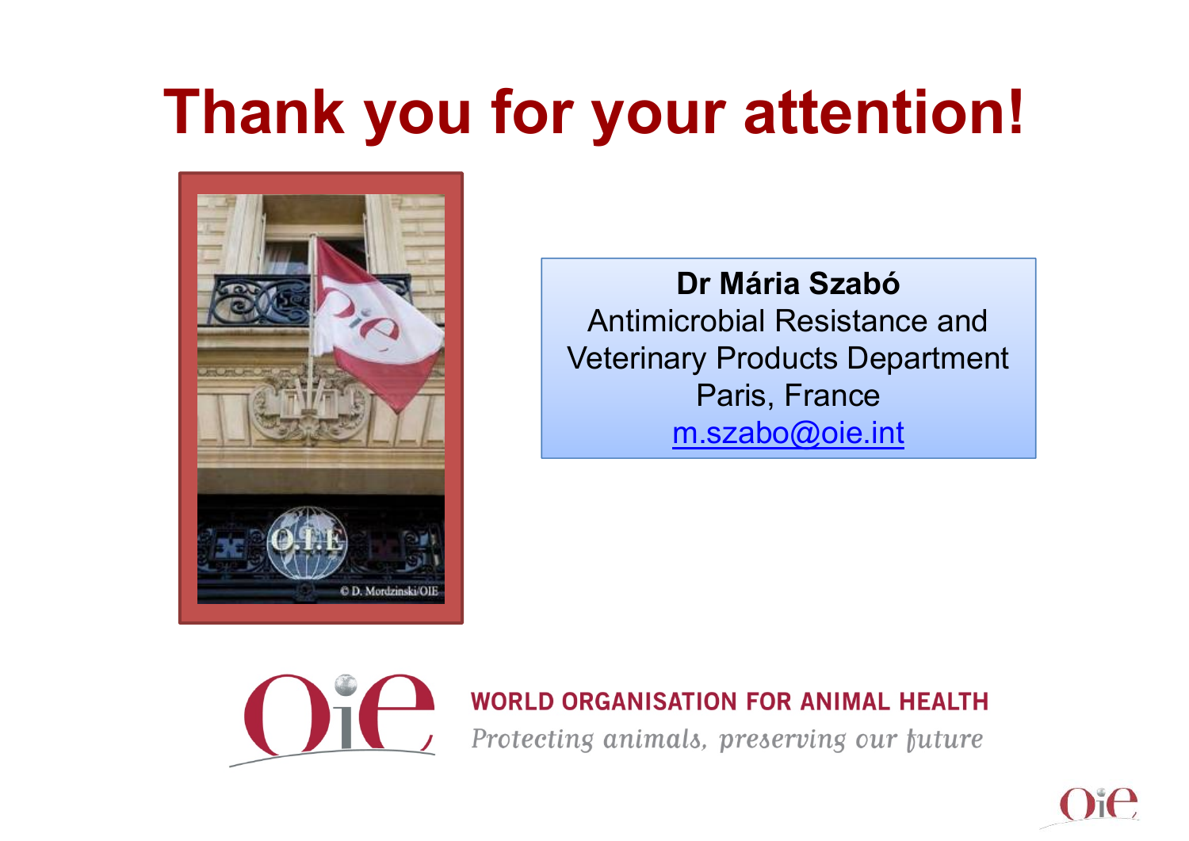# Thank you for your attention!

**Dr Mária Szabó**
Antimicrobial Resistance and Veterinary Products Department
Paris, France
m.szabo@oie.int

WORLD ORGANISATION FOR ANIMAL HEALTH

*Protecting animals, preserving our future*